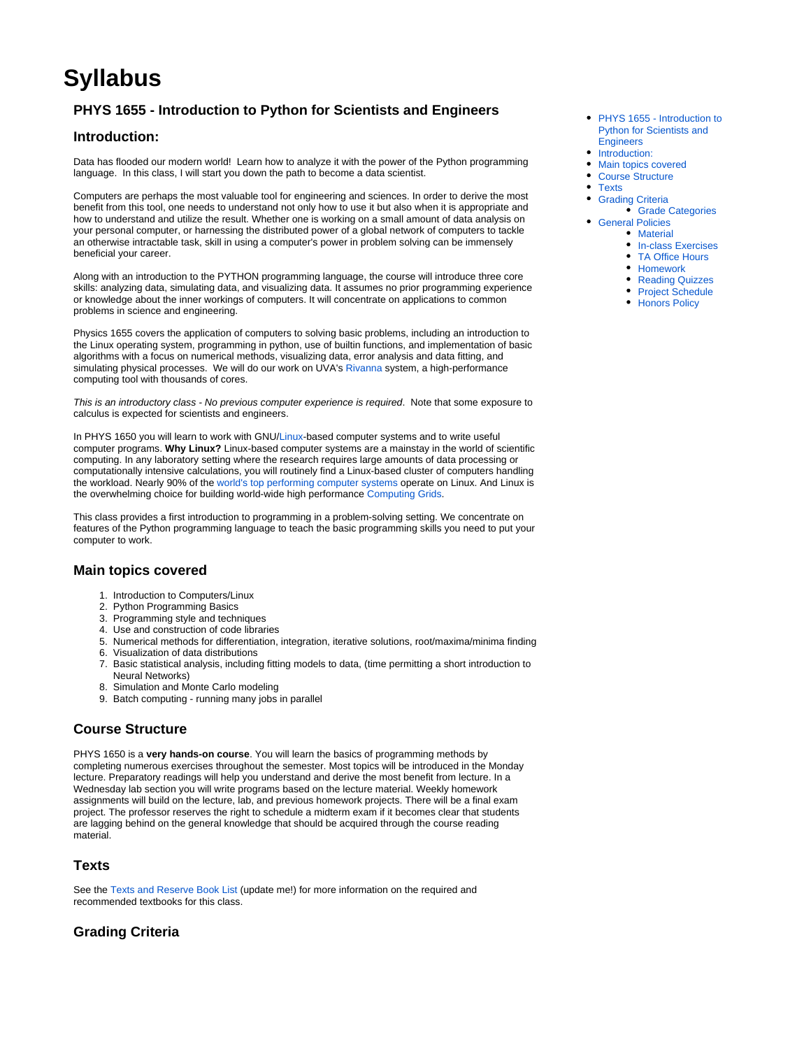# Syllabus

- PHYS 1655 - Introduction to Python for Scientists and Engineers
- Introduction:
- Main topics covered
- Course Structure
- Texts
- Grading Criteria
  - Grade Categories
- General Policies
  - Material
  - In-class Exercises
  - TA Office Hours
  - Homework
  - Reading Quizzes
  - Project Schedule
  - Honors Policy

### PHYS 1655 - Introduction to Python for Scientists and Engineers

### Introduction:

Data has flooded our modern world! Learn how to analyze it with the power of the Python programming language. In this class, I will start you down the path to become a data scientist.

Computers are perhaps the most valuable tool for engineering and sciences. In order to derive the most benefit from this tool, one needs to understand not only how to use it but also when it is appropriate and how to understand and utilize the result. Whether one is working on a small amount of data analysis on your personal computer, or harnessing the distributed power of a global network of computers to tackle an otherwise intractable task, skill in using a computer's power in problem solving can be immensely beneficial your career.

Along with an introduction to the PYTHON programming language, the course will introduce three core skills: analyzing data, simulating data, and visualizing data. It assumes no prior programming experience or knowledge about the inner workings of computers. It will concentrate on applications to common problems in science and engineering.

Physics 1655 covers the application of computers to solving basic problems, including an introduction to the Linux operating system, programming in python, use of builtin functions, and implementation of basic algorithms with a focus on numerical methods, visualizing data, error analysis and data fitting, and simulating physical processes. We will do our work on UVA's Rivanna system, a high-performance computing tool with thousands of cores.

*This is an introductory class - No previous computer experience is required*. Note that some exposure to calculus is expected for scientists and engineers.

In PHYS 1650 you will learn to work with GNU/Linux-based computer systems and to write useful computer programs. **Why Linux?** Linux-based computer systems are a mainstay in the world of scientific computing. In any laboratory setting where the research requires large amounts of data processing or computationally intensive calculations, you will routinely find a Linux-based cluster of computers handling the workload. Nearly 90% of the world's top performing computer systems operate on Linux. And Linux is the overwhelming choice for building world-wide high performance Computing Grids.

This class provides a first introduction to programming in a problem-solving setting. We concentrate on features of the Python programming language to teach the basic programming skills you need to put your computer to work.

### Main topics covered

1. Introduction to Computers/Linux
2. Python Programming Basics
3. Programming style and techniques
4. Use and construction of code libraries
5. Numerical methods for differentiation, integration, iterative solutions, root/maxima/minima finding
6. Visualization of data distributions
7. Basic statistical analysis, including fitting models to data, (time permitting a short introduction to Neural Networks)
8. Simulation and Monte Carlo modeling
9. Batch computing - running many jobs in parallel

### Course Structure

PHYS 1650 is a **very hands-on course**. You will learn the basics of programming methods by completing numerous exercises throughout the semester. Most topics will be introduced in the Monday lecture. Preparatory readings will help you understand and derive the most benefit from lecture. In a Wednesday lab section you will write programs based on the lecture material. Weekly homework assignments will build on the lecture, lab, and previous homework projects. There will be a final exam project. The professor reserves the right to schedule a midterm exam if it becomes clear that students are lagging behind on the general knowledge that should be acquired through the course reading material.

### Texts

See the Texts and Reserve Book List (update me!) for more information on the required and recommended textbooks for this class.

### Grading Criteria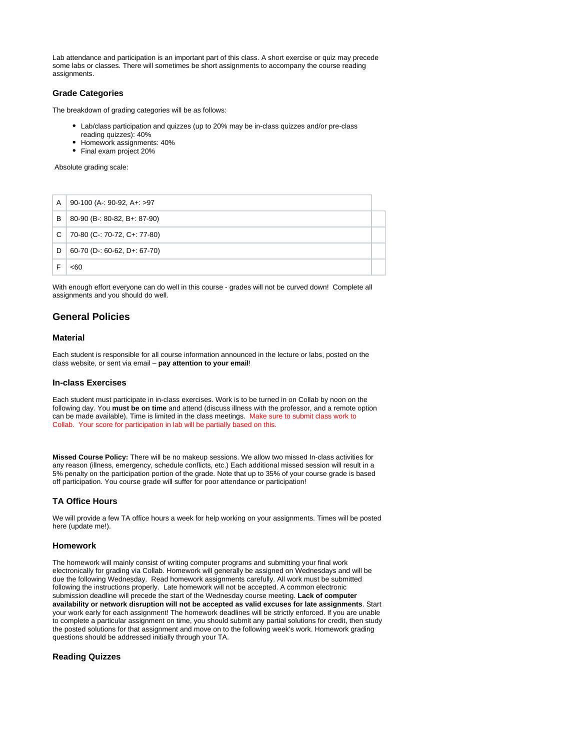Lab attendance and participation is an important part of this class. A short exercise or quiz may precede some labs or classes. There will sometimes be short assignments to accompany the course reading assignments.

### Grade Categories

The breakdown of grading categories will be as follows:

- Lab/class participation and quizzes (up to 20% may be in-class quizzes and/or pre-class reading quizzes): 40%
- Homework assignments: 40%
- Final exam project 20%

Absolute grading scale:

| | |
|---|---|
| A | 90-100 (A-: 90-92, A+: >97 |
| B | 80-90 (B-: 80-82, B+: 87-90) |
| C | 70-80 (C-: 70-72, C+: 77-80) |
| D | 60-70 (D-: 60-62, D+: 67-70) |
| F | <60 |

With enough effort everyone can do well in this course - grades will not be curved down! Complete all assignments and you should do well.

## General Policies

### Material

Each student is responsible for all course information announced in the lecture or labs, posted on the class website, or sent via email – **pay attention to your email**!

### In-class Exercises

Each student must participate in in-class exercises. Work is to be turned in on Collab by noon on the following day. You **must be on time** and attend (discuss illness with the professor, and a remote option can be made available). Time is limited in the class meetings. Make sure to submit class work to Collab. Your score for participation in lab will be partially based on this.

**Missed Course Policy:** There will be no makeup sessions. We allow two missed In-class activities for any reason (illness, emergency, schedule conflicts, etc.) Each additional missed session will result in a 5% penalty on the participation portion of the grade. Note that up to 35% of your course grade is based off participation. You course grade will suffer for poor attendance or participation!

### TA Office Hours

We will provide a few TA office hours a week for help working on your assignments. Times will be posted here (update me!).

### Homework

The homework will mainly consist of writing computer programs and submitting your final work electronically for grading via Collab. Homework will generally be assigned on Wednesdays and will be due the following Wednesday. Read homework assignments carefully. All work must be submitted following the instructions properly. Late homework will not be accepted. A common electronic submission deadline will precede the start of the Wednesday course meeting. **Lack of computer availability or network disruption will not be accepted as valid excuses for late assignments**. Start your work early for each assignment! The homework deadlines will be strictly enforced. If you are unable to complete a particular assignment on time, you should submit any partial solutions for credit, then study the posted solutions for that assignment and move on to the following week's work. Homework grading questions should be addressed initially through your TA.

### Reading Quizzes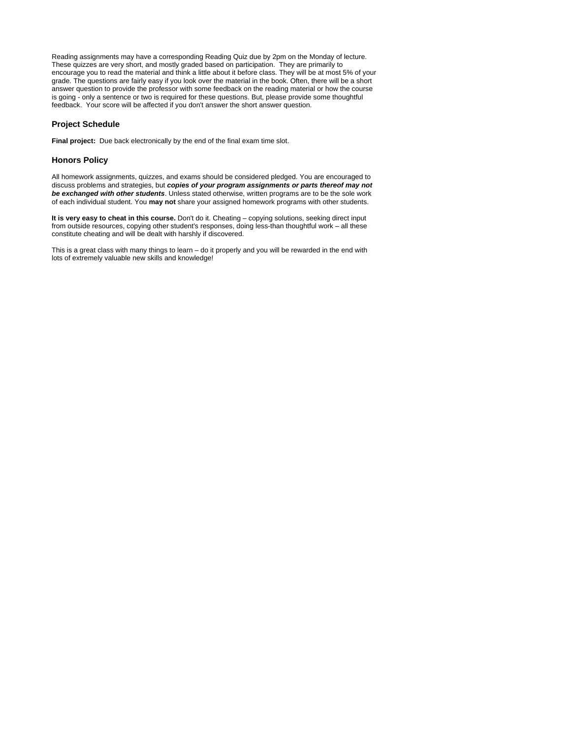Reading assignments may have a corresponding Reading Quiz due by 2pm on the Monday of lecture. These quizzes are very short, and mostly graded based on participation. They are primarily to encourage you to read the material and think a little about it before class. They will be at most 5% of your grade. The questions are fairly easy if you look over the material in the book. Often, there will be a short answer question to provide the professor with some feedback on the reading material or how the course is going - only a sentence or two is required for these questions. But, please provide some thoughtful feedback. Your score will be affected if you don't answer the short answer question.

### Project Schedule

**Final project:** Due back electronically by the end of the final exam time slot.

### Honors Policy

All homework assignments, quizzes, and exams should be considered pledged. You are encouraged to discuss problems and strategies, but ***copies of your program assignments or parts thereof may not be exchanged with other students***. Unless stated otherwise, written programs are to be the sole work of each individual student. You **may not** share your assigned homework programs with other students.

**It is very easy to cheat in this course.** Don't do it. Cheating – copying solutions, seeking direct input from outside resources, copying other student's responses, doing less-than thoughtful work – all these constitute cheating and will be dealt with harshly if discovered.

This is a great class with many things to learn – do it properly and you will be rewarded in the end with lots of extremely valuable new skills and knowledge!